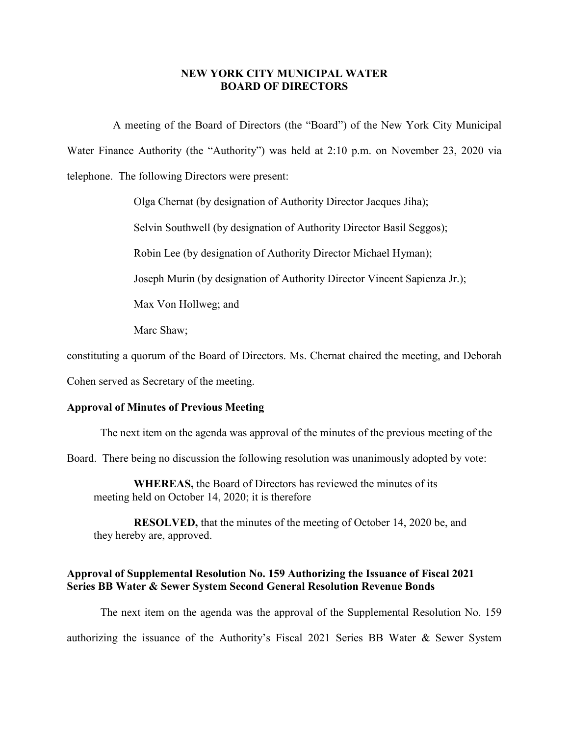**NEW YORK CITY MUNICIPAL WATER**
**BOARD OF DIRECTORS**

A meeting of the Board of Directors (the "Board") of the New York City Municipal Water Finance Authority (the "Authority") was held at 2:10 p.m. on November 23, 2020 via telephone. The following Directors were present:

Olga Chernat (by designation of Authority Director Jacques Jiha);

Selvin Southwell (by designation of Authority Director Basil Seggos);

Robin Lee (by designation of Authority Director Michael Hyman);

Joseph Murin (by designation of Authority Director Vincent Sapienza Jr.);

Max Von Hollweg; and

Marc Shaw;

constituting a quorum of the Board of Directors. Ms. Chernat chaired the meeting, and Deborah Cohen served as Secretary of the meeting.

**Approval of Minutes of Previous Meeting**

The next item on the agenda was approval of the minutes of the previous meeting of the Board. There being no discussion the following resolution was unanimously adopted by vote:

> **WHEREAS,** the Board of Directors has reviewed the minutes of its meeting held on October 14, 2020; it is therefore
>
> **RESOLVED,** that the minutes of the meeting of October 14, 2020 be, and they hereby are, approved.

**Approval of Supplemental Resolution No. 159 Authorizing the Issuance of Fiscal 2021 Series BB Water & Sewer System Second General Resolution Revenue Bonds**

The next item on the agenda was the approval of the Supplemental Resolution No. 159 authorizing the issuance of the Authority's Fiscal 2021 Series BB Water & Sewer System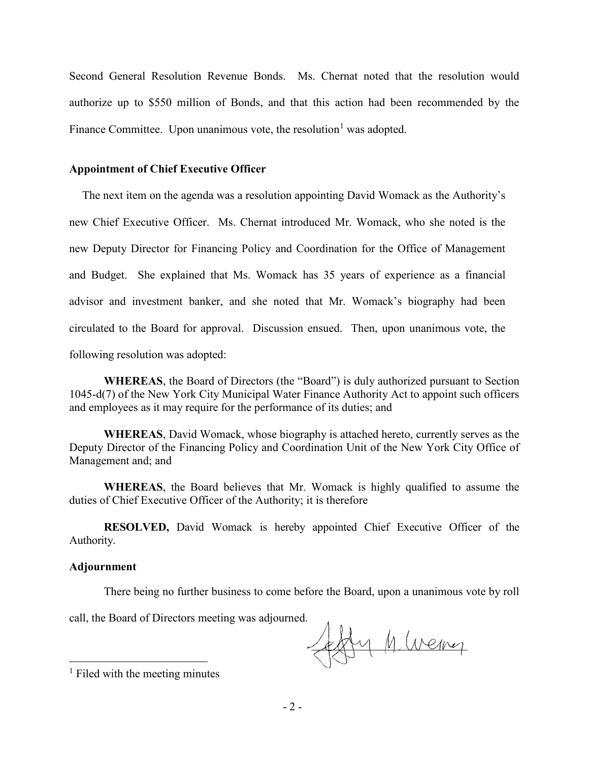Second General Resolution Revenue Bonds. Ms. Chernat noted that the resolution would authorize up to $550 million of Bonds, and that this action had been recommended by the Finance Committee. Upon unanimous vote, the resolution[1] was adopted.

**Appointment of Chief Executive Officer**

The next item on the agenda was a resolution appointing David Womack as the Authority's new Chief Executive Officer. Ms. Chernat introduced Mr. Womack, who she noted is the new Deputy Director for Financing Policy and Coordination for the Office of Management and Budget. She explained that Ms. Womack has 35 years of experience as a financial advisor and investment banker, and she noted that Mr. Womack's biography had been circulated to the Board for approval. Discussion ensued. Then, upon unanimous vote, the following resolution was adopted:

**WHEREAS**, the Board of Directors (the "Board") is duly authorized pursuant to Section 1045-d(7) of the New York City Municipal Water Finance Authority Act to appoint such officers and employees as it may require for the performance of its duties; and

**WHEREAS**, David Womack, whose biography is attached hereto, currently serves as the Deputy Director of the Financing Policy and Coordination Unit of the New York City Office of Management and; and

**WHEREAS**, the Board believes that Mr. Womack is highly qualified to assume the duties of Chief Executive Officer of the Authority; it is therefore

**RESOLVED,** David Womack is hereby appointed Chief Executive Officer of the Authority.

**Adjournment**

There being no further business to come before the Board, upon a unanimous vote by roll call, the Board of Directors meeting was adjourned.

[1] Filed with the meeting minutes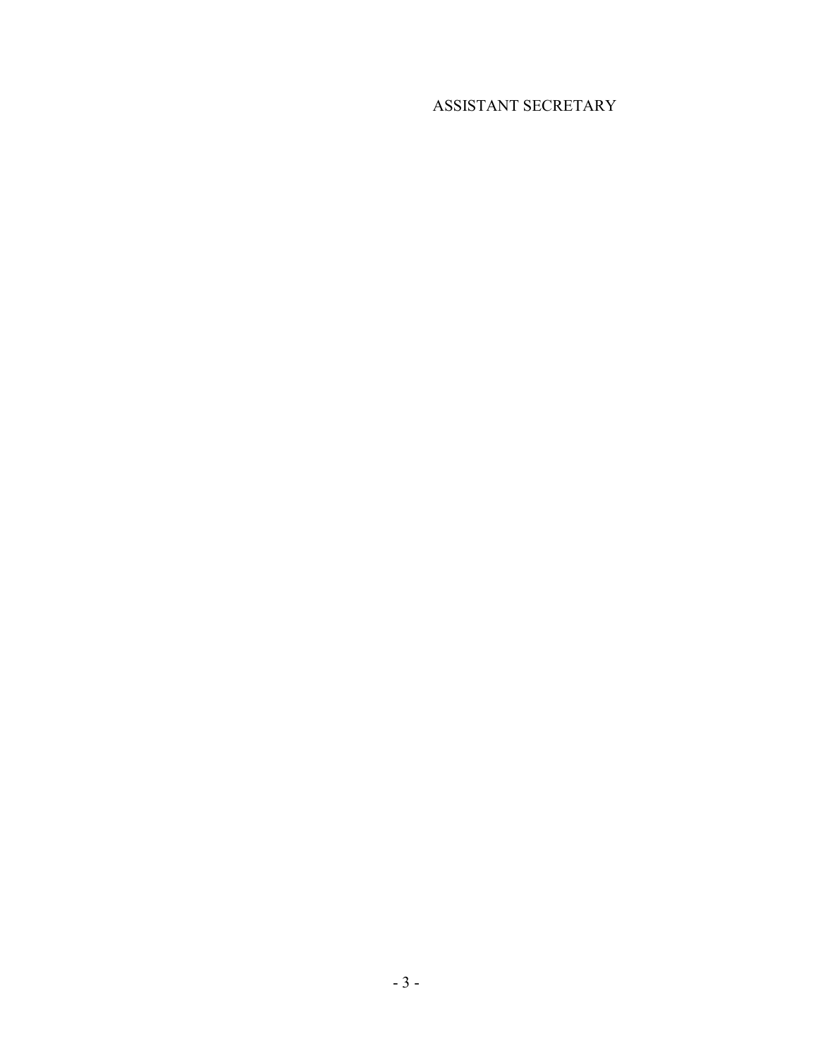ASSISTANT SECRETARY